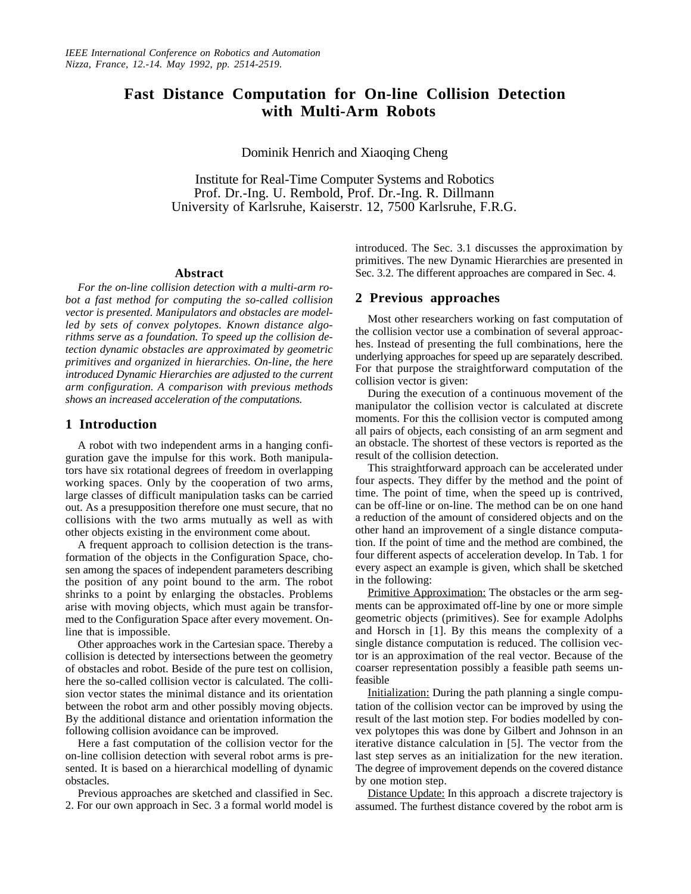IEEE International Conference on Robotics and Automation
Nizza, France, 12.-14. May 1992, pp. 2514-2519.

# Fast Distance Computation for On-line Collision Detection with Multi-Arm Robots

Dominik Henrich and Xiaoqing Cheng

Institute for Real-Time Computer Systems and Robotics
Prof. Dr.-Ing. U. Rembold, Prof. Dr.-Ing. R. Dillmann
University of Karlsruhe, Kaiserstr. 12, 7500 Karlsruhe, F.R.G.

### Abstract

*For the on-line collision detection with a multi-arm robot a fast method for computing the so-called collision vector is presented. Manipulators and obstacles are modelled by sets of convex polytopes. Known distance algorithms serve as a foundation. To speed up the collision detection dynamic obstacles are approximated by geometric primitives and organized in hierarchies. On-line, the here introduced Dynamic Hierarchies are adjusted to the current arm configuration. A comparison with previous methods shows an increased acceleration of the computations.*

## 1 Introduction

A robot with two independent arms in a hanging configuration gave the impulse for this work. Both manipulators have six rotational degrees of freedom in overlapping working spaces. Only by the cooperation of two arms, large classes of difficult manipulation tasks can be carried out. As a presupposition therefore one must secure, that no collisions with the two arms mutually as well as with other objects existing in the environment come about.

A frequent approach to collision detection is the transformation of the objects in the Configuration Space, chosen among the spaces of independent parameters describing the position of any point bound to the arm. The robot shrinks to a point by enlarging the obstacles. Problems arise with moving objects, which must again be transformed to the Configuration Space after every movement. On-line that is impossible.

Other approaches work in the Cartesian space. Thereby a collision is detected by intersections between the geometry of obstacles and robot. Beside of the pure test on collision, here the so-called collision vector is calculated. The collision vector states the minimal distance and its orientation between the robot arm and other possibly moving objects. By the additional distance and orientation information the following collision avoidance can be improved.

Here a fast computation of the collision vector for the on-line collision detection with several robot arms is presented. It is based on a hierarchical modelling of dynamic obstacles.

Previous approaches are sketched and classified in Sec. 2. For our own approach in Sec. 3 a formal world model is introduced. The Sec. 3.1 discusses the approximation by primitives. The new Dynamic Hierarchies are presented in Sec. 3.2. The different approaches are compared in Sec. 4.

## 2 Previous approaches

Most other researchers working on fast computation of the collision vector use a combination of several approaches. Instead of presenting the full combinations, here the underlying approaches for speed up are separately described. For that purpose the straightforward computation of the collision vector is given:

During the execution of a continuous movement of the manipulator the collision vector is calculated at discrete moments. For this the collision vector is computed among all pairs of objects, each consisting of an arm segment and an obstacle. The shortest of these vectors is reported as the result of the collision detection.

This straightforward approach can be accelerated under four aspects. They differ by the method and the point of time. The point of time, when the speed up is contrived, can be off-line or on-line. The method can be on one hand a reduction of the amount of considered objects and on the other hand an improvement of a single distance computation. If the point of time and the method are combined, the four different aspects of acceleration develop. In Tab. 1 for every aspect an example is given, which shall be sketched in the following:

Primitive Approximation: The obstacles or the arm segments can be approximated off-line by one or more simple geometric objects (primitives). See for example Adolphs and Horsch in [1]. By this means the complexity of a single distance computation is reduced. The collision vector is an approximation of the real vector. Because of the coarser representation possibly a feasible path seems unfeasible

Initialization: During the path planning a single computation of the collision vector can be improved by using the result of the last motion step. For bodies modelled by convex polytopes this was done by Gilbert and Johnson in an iterative distance calculation in [5]. The vector from the last step serves as an initialization for the new iteration. The degree of improvement depends on the covered distance by one motion step.

Distance Update: In this approach a discrete trajectory is assumed. The furthest distance covered by the robot arm is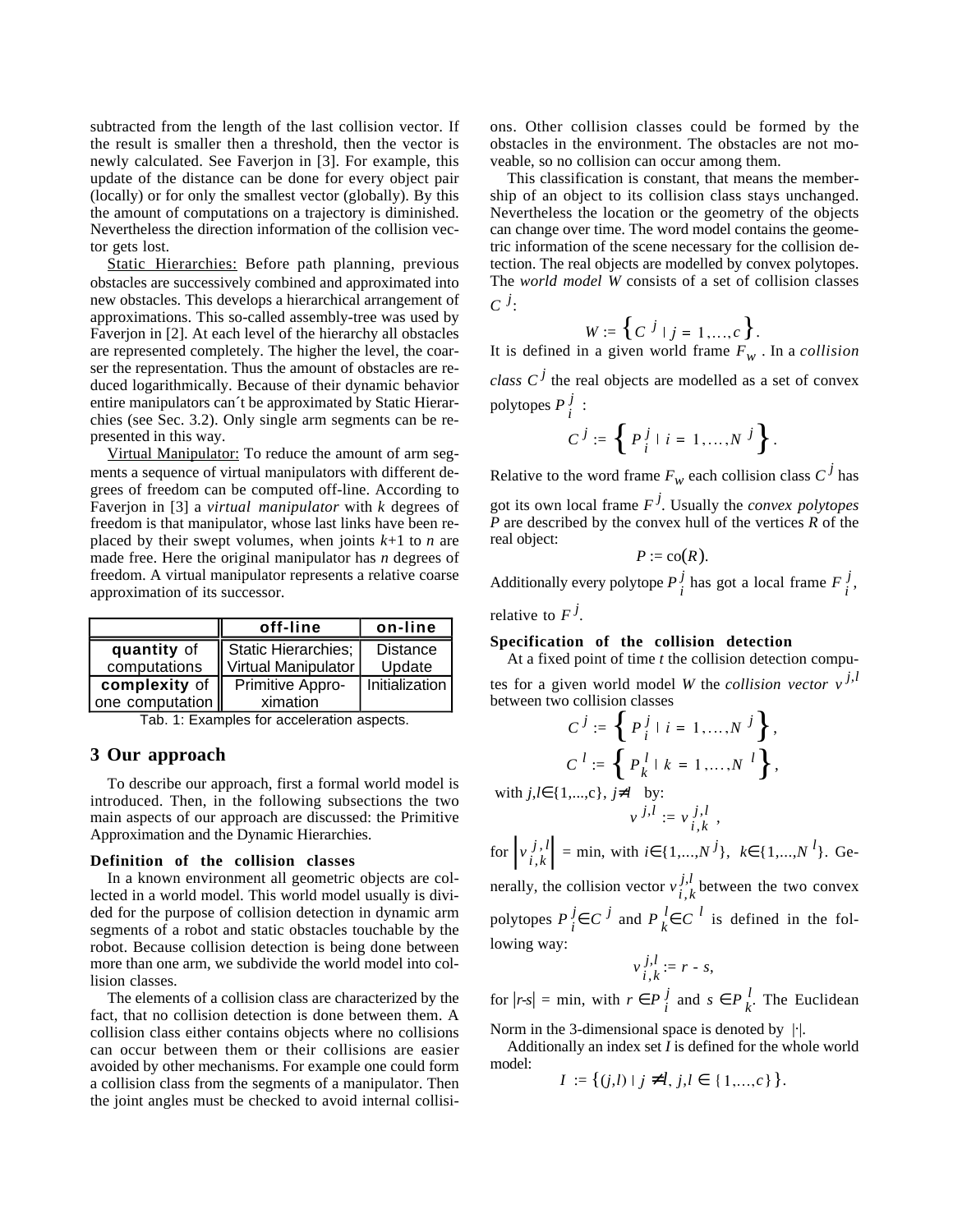subtracted from the length of the last collision vector. If the result is smaller then a threshold, then the vector is newly calculated. See Faverjon in [3]. For example, this update of the distance can be done for every object pair (locally) or for only the smallest vector (globally). By this the amount of computations on a trajectory is diminished. Nevertheless the direction information of the collision vector gets lost.

Static Hierarchies: Before path planning, previous obstacles are successively combined and approximated into new obstacles. This develops a hierarchical arrangement of approximations. This so-called assembly-tree was used by Faverjon in [2]. At each level of the hierarchy all obstacles are represented completely. The higher the level, the coarser the representation. Thus the amount of obstacles are reduced logarithmically. Because of their dynamic behavior entire manipulators can´t be approximated by Static Hierarchies (see Sec. 3.2). Only single arm segments can be represented in this way.

Virtual Manipulator: To reduce the amount of arm segments a sequence of virtual manipulators with different degrees of freedom can be computed off-line. According to Faverjon in [3] a *virtual manipulator* with $k$ degrees of freedom is that manipulator, whose last links have been replaced by their swept volumes, when joints $k$+1 to $n$ are made free. Here the original manipulator has $n$ degrees of freedom. A virtual manipulator represents a relative coarse approximation of its successor.

| | **off-line** | **on-line** |
|---|---|---|
| **quantity** of computations | Static Hierarchies; Virtual Manipulator | Distance Update |
| **complexity** of one computation | Primitive Approximation | Initialization |

Tab. 1: Examples for acceleration aspects.

## 3 Our approach

To describe our approach, first a formal world model is introduced. Then, in the following subsections the two main aspects of our approach are discussed: the Primitive Approximation and the Dynamic Hierarchies.

### Definition of the collision classes

In a known environment all geometric objects are collected in a world model. This world model usually is divided for the purpose of collision detection in dynamic arm segments of a robot and static obstacles touchable by the robot. Because collision detection is being done between more than one arm, we subdivide the world model into collision classes.

The elements of a collision class are characterized by the fact, that no collision detection is done between them. A collision class either contains objects where no collisions can occur between them or their collisions are easier avoided by other mechanisms. For example one could form a collision class from the segments of a manipulator. Then the joint angles must be checked to avoid internal collisions. Other collision classes could be formed by the obstacles in the environment. The obstacles are not moveable, so no collision can occur among them.

This classification is constant, that means the membership of an object to its collision class stays unchanged. Nevertheless the location or the geometry of the objects can change over time. The word model contains the geometric information of the scene necessary for the collision detection. The real objects are modelled by convex polytopes. The *world model W* consists of a set of collision classes $C^j$:

$$W := \{ C^j \mid j = 1,\dots,c \}.$$

It is defined in a given world frame $F_w$ . In a *collision class* $C^j$ the real objects are modelled as a set of convex polytopes $P_i^j$ :

$$C^j := \{ P_i^j \mid i = 1,\dots,N^j \}.$$

Relative to the word frame $F_w$ each collision class $C^j$ has got its own local frame $F^j$. Usually the *convex polytopes P* are described by the convex hull of the vertices $R$ of the real object:

$$P := \mathrm{co}(R).$$

Additionally every polytope $P_i^j$ has got a local frame $F_i^j$, relative to $F^j$.

### Specification of the collision detection

At a fixed point of time $t$ the collision detection computes for a given world model $W$ the *collision vector* $v^{j,l}$ between two collision classes

$$C^j := \{ P_i^j \mid i = 1,\dots,N^j \},$$

$$C^l := \{ P_k^l \mid k = 1,\dots,N^l \},$$

with $j,l \in \{1,\dots,c\}$, $j \neq l$ by:

$$v^{j,l} := v_{i,k}^{j,l},$$

for $\left| v_{i,k}^{j,l} \right| = \min$, with $i \in \{1,\dots,N^j\}$, $k \in \{1,\dots,N^l\}$. Generally, the collision vector $v_{i,k}^{j,l}$ between the two convex polytopes $P_i^j \in C^j$ and $P_k^l \in C^l$ is defined in the following way:

$$v_{i,k}^{j,l} := r - s,$$

for $|r-s| = \min$, with $r \in P_i^j$ and $s \in P_k^l$. The Euclidean Norm in the 3-dimensional space is denoted by $|\cdot|$.

Additionally an index set $I$ is defined for the whole world model:

$$I := \{ (j,l) \mid j \neq l,\ j,l \in \{1,\dots,c\} \}.$$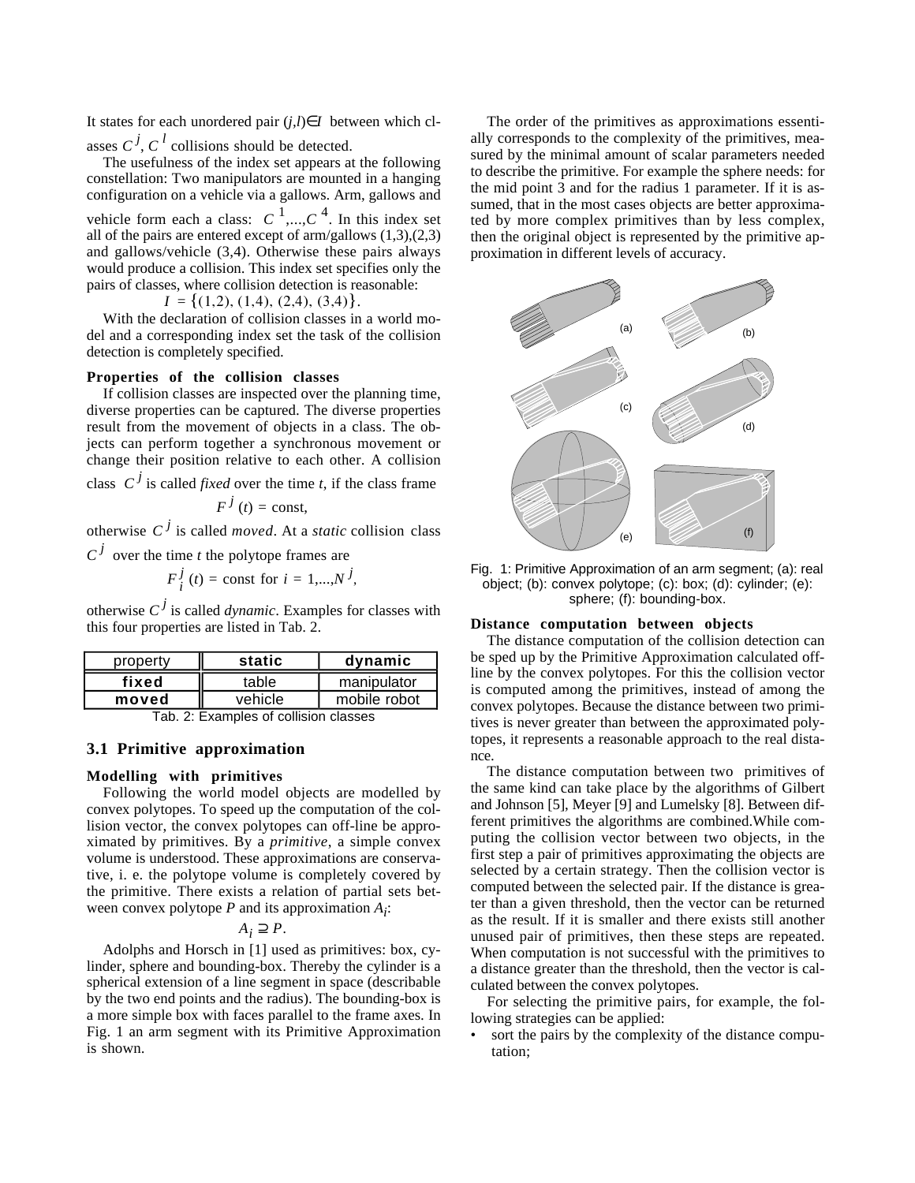It states for each unordered pair $(j,l) \in I$ between which classes $C^j$, $C^l$ collisions should be detected.

The usefulness of the index set appears at the following constellation: Two manipulators are mounted in a hanging configuration on a vehicle via a gallows. Arm, gallows and vehicle form each a class: $C^1,...,C^4$. In this index set all of the pairs are entered except of arm/gallows (1,3),(2,3) and gallows/vehicle (3,4). Otherwise these pairs always would produce a collision. This index set specifies only the pairs of classes, where collision detection is reasonable:

$$I = \{(1,2), (1,4), (2,4), (3,4)\}.$$

With the declaration of collision classes in a world model and a corresponding index set the task of the collision detection is completely specified.

### Properties of the collision classes

If collision classes are inspected over the planning time, diverse properties can be captured. The diverse properties result from the movement of objects in a class. The objects can perform together a synchronous movement or change their position relative to each other. A collision class $C^j$ is called *fixed* over the time $t$, if the class frame

$$F^j(t) = \text{const},$$

otherwise $C^j$ is called *moved*. At a *static* collision class $C^j$ over the time $t$ the polytope frames are

$$F_i^j(t) = \text{const for } i = 1,...,N^j,$$

otherwise $C^j$ is called *dynamic*. Examples for classes with this four properties are listed in Tab. 2.

| property | static | dynamic |
|---|---|---|
| **fixed** | table | manipulator |
| **moved** | vehicle | mobile robot |

Tab. 2: Examples of collision classes

## 3.1 Primitive approximation

### Modelling with primitives

Following the world model objects are modelled by convex polytopes. To speed up the computation of the collision vector, the convex polytopes can off-line be approximated by primitives. By a *primitive*, a simple convex volume is understood. These approximations are conservative, i. e. the polytope volume is completely covered by the primitive. There exists a relation of partial sets between convex polytope $P$ and its approximation $A_i$:

$$A_i \supseteq P.$$

Adolphs and Horsch in [1] used as primitives: box, cylinder, sphere and bounding-box. Thereby the cylinder is a spherical extension of a line segment in space (describable by the two end points and the radius). The bounding-box is a more simple box with faces parallel to the frame axes. In Fig. 1 an arm segment with its Primitive Approximation is shown.

The order of the primitives as approximations essentially corresponds to the complexity of the primitives, measured by the minimal amount of scalar parameters needed to describe the primitive. For example the sphere needs: for the mid point 3 and for the radius 1 parameter. If it is assumed, that in the most cases objects are better approximated by more complex primitives than by less complex, then the original object is represented by the primitive approximation in different levels of accuracy.

Fig. 1: Primitive Approximation of an arm segment; (a): real object; (b): convex polytope; (c): box; (d): cylinder; (e): sphere; (f): bounding-box.

### Distance computation between objects

The distance computation of the collision detection can be sped up by the Primitive Approximation calculated offline by the convex polytopes. For this the collision vector is computed among the primitives, instead of among the convex polytopes. Because the distance between two primitives is never greater than between the approximated polytopes, it represents a reasonable approach to the real distance.

The distance computation between two primitives of the same kind can take place by the algorithms of Gilbert and Johnson [5], Meyer [9] and Lumelsky [8]. Between different primitives the algorithms are combined.While computing the collision vector between two objects, in the first step a pair of primitives approximating the objects are selected by a certain strategy. Then the collision vector is computed between the selected pair. If the distance is greater than a given threshold, then the vector can be returned as the result. If it is smaller and there exists still another unused pair of primitives, then these steps are repeated. When computation is not successful with the primitives to a distance greater than the threshold, then the vector is calculated between the convex polytopes.

For selecting the primitive pairs, for example, the following strategies can be applied:

- sort the pairs by the complexity of the distance computation;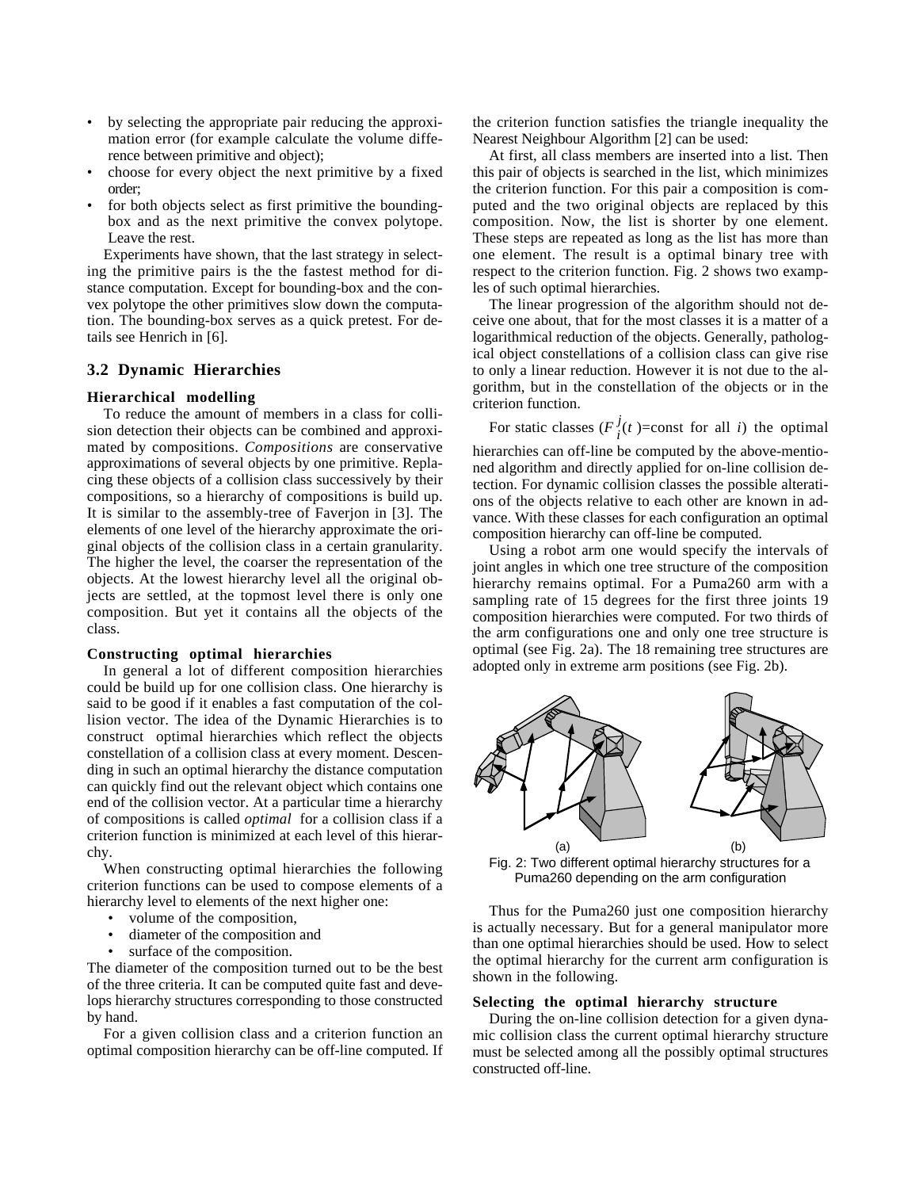- by selecting the appropriate pair reducing the approximation error (for example calculate the volume difference between primitive and object);
- choose for every object the next primitive by a fixed order;
- for both objects select as first primitive the bounding-box and as the next primitive the convex polytope. Leave the rest.

Experiments have shown, that the last strategy in selecting the primitive pairs is the the fastest method for distance computation. Except for bounding-box and the convex polytope the other primitives slow down the computation. The bounding-box serves as a quick pretest. For details see Henrich in [6].

### 3.2 Dynamic Hierarchies

**Hierarchical modelling**

To reduce the amount of members in a class for collision detection their objects can be combined and approximated by compositions. *Compositions* are conservative approximations of several objects by one primitive. Replacing these objects of a collision class successively by their compositions, so a hierarchy of compositions is build up. It is similar to the assembly-tree of Faverjon in [3]. The elements of one level of the hierarchy approximate the original objects of the collision class in a certain granularity. The higher the level, the coarser the representation of the objects. At the lowest hierarchy level all the original objects are settled, at the topmost level there is only one composition. But yet it contains all the objects of the class.

**Constructing optimal hierarchies**

In general a lot of different composition hierarchies could be build up for one collision class. One hierarchy is said to be good if it enables a fast computation of the collision vector. The idea of the Dynamic Hierarchies is to construct optimal hierarchies which reflect the objects constellation of a collision class at every moment. Descending in such an optimal hierarchy the distance computation can quickly find out the relevant object which contains one end of the collision vector. At a particular time a hierarchy of compositions is called *optimal* for a collision class if a criterion function is minimized at each level of this hierarchy.

When constructing optimal hierarchies the following criterion functions can be used to compose elements of a hierarchy level to elements of the next higher one:

- volume of the composition,
- diameter of the composition and
- surface of the composition.

The diameter of the composition turned out to be the best of the three criteria. It can be computed quite fast and develops hierarchy structures corresponding to those constructed by hand.

For a given collision class and a criterion function an optimal composition hierarchy can be off-line computed. If the criterion function satisfies the triangle inequality the Nearest Neighbour Algorithm [2] can be used:

At first, all class members are inserted into a list. Then this pair of objects is searched in the list, which minimizes the criterion function. For this pair a composition is computed and the two original objects are replaced by this composition. Now, the list is shorter by one element. These steps are repeated as long as the list has more than one element. The result is a optimal binary tree with respect to the criterion function. Fig. 2 shows two examples of such optimal hierarchies.

The linear progression of the algorithm should not deceive one about, that for the most classes it is a matter of a logarithmical reduction of the objects. Generally, pathological object constellations of a collision class can give rise to only a linear reduction. However it is not due to the algorithm, but in the constellation of the objects or in the criterion function.

For static classes ($F_i^j(t)$=const for all $i$) the optimal hierarchies can off-line be computed by the above-mentioned algorithm and directly applied for on-line collision detection. For dynamic collision classes the possible alterations of the objects relative to each other are known in advance. With these classes for each configuration an optimal composition hierarchy can off-line be computed.

Using a robot arm one would specify the intervals of joint angles in which one tree structure of the composition hierarchy remains optimal. For a Puma260 arm with a sampling rate of 15 degrees for the first three joints 19 composition hierarchies were computed. For two thirds of the arm configurations one and only one tree structure is optimal (see Fig. 2a). The 18 remaining tree structures are adopted only in extreme arm positions (see Fig. 2b).

(a) (b)

Fig. 2: Two different optimal hierarchy structures for a Puma260 depending on the arm configuration

Thus for the Puma260 just one composition hierarchy is actually necessary. But for a general manipulator more than one optimal hierarchies should be used. How to select the optimal hierarchy for the current arm configuration is shown in the following.

**Selecting the optimal hierarchy structure**

During the on-line collision detection for a given dynamic collision class the current optimal hierarchy structure must be selected among all the possibly optimal structures constructed off-line.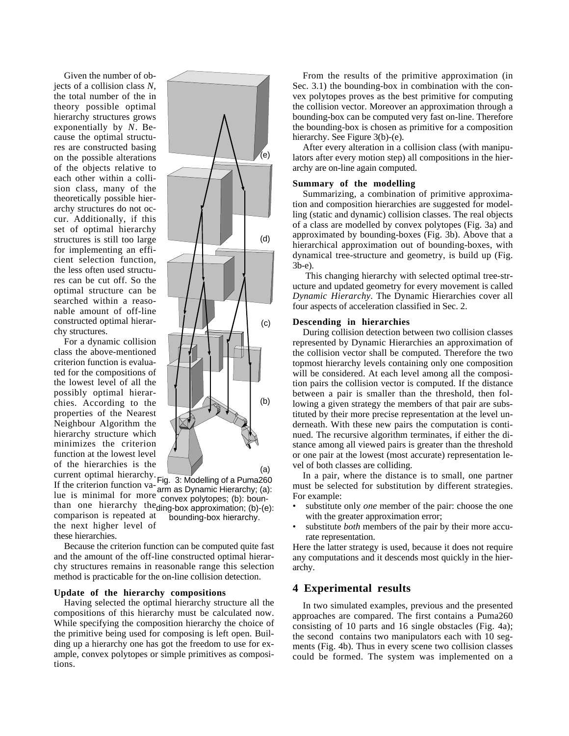Given the number of objects of a collision class $N$, the total number of the in theory possible optimal hierarchy structures grows exponentially by $N$. Because the optimal structures are constructed basing on the possible alterations of the objects relative to each other within a collision class, many of the theoretically possible hierarchy structures do not occur. Additionally, if this set of optimal hierarchy structures is still too large for implementing an efficient selection function, the less often used structures can be cut off. So the optimal structure can be searched within a reasonable amount of off-line constructed optimal hierarchy structures.

For a dynamic collision class the above-mentioned criterion function is evaluated for the compositions of the lowest level of all the possibly optimal hierarchies. According to the properties of the Nearest Neighbour Algorithm the hierarchy structure which minimizes the criterion function at the lowest level of the hierarchies is the current optimal hierarchy. If the criterion function value is minimal for more than one hierarchy the comparison is repeated at the next higher level of these hierarchies.

Fig. 3: Modelling of a Puma260 arm as Dynamic Hierarchy; (a): convex polytopes; (b): bounding-box approximation; (b)-(e): bounding-box hierarchy.

Because the criterion function can be computed quite fast and the amount of the off-line constructed optimal hierarchy structures remains in reasonable range this selection method is practicable for the on-line collision detection.

### Update of the hierarchy compositions

Having selected the optimal hierarchy structure all the compositions of this hierarchy must be calculated now. While specifying the composition hierarchy the choice of the primitive being used for composing is left open. Building up a hierarchy one has got the freedom to use for example, convex polytopes or simple primitives as compositions.

From the results of the primitive approximation (in Sec. 3.1) the bounding-box in combination with the convex polytopes proves as the best primitive for computing the collision vector. Moreover an approximation through a bounding-box can be computed very fast on-line. Therefore the bounding-box is chosen as primitive for a composition hierarchy. See Figure 3(b)-(e).

After every alteration in a collision class (with manipulators after every motion step) all compositions in the hierarchy are on-line again computed.

### Summary of the modelling

Summarizing, a combination of primitive approximation and composition hierarchies are suggested for modelling (static and dynamic) collision classes. The real objects of a class are modelled by convex polytopes (Fig. 3a) and approximated by bounding-boxes (Fig. 3b). Above that a hierarchical approximation out of bounding-boxes, with dynamical tree-structure and geometry, is build up (Fig. 3b-e).

This changing hierarchy with selected optimal tree-structure and updated geometry for every movement is called *Dynamic Hierarchy*. The Dynamic Hierarchies cover all four aspects of acceleration classified in Sec. 2.

### Descending in hierarchies

During collision detection between two collision classes represented by Dynamic Hierarchies an approximation of the collision vector shall be computed. Therefore the two topmost hierarchy levels containing only one composition will be considered. At each level among all the composition pairs the collision vector is computed. If the distance between a pair is smaller than the threshold, then following a given strategy the members of that pair are substituted by their more precise representation at the level underneath. With these new pairs the computation is continued. The recursive algorithm terminates, if either the distance among all viewed pairs is greater than the threshold or one pair at the lowest (most accurate) representation level of both classes are colliding.

In a pair, where the distance is to small, one partner must be selected for substitution by different strategies. For example:

- substitute only *one* member of the pair: choose the one with the greater approximation error;
- substitute *both* members of the pair by their more accurate representation.

Here the latter strategy is used, because it does not require any computations and it descends most quickly in the hierarchy.

## 4 Experimental results

In two simulated examples, previous and the presented approaches are compared. The first contains a Puma260 consisting of 10 parts and 16 single obstacles (Fig. 4a); the second contains two manipulators each with 10 segments (Fig. 4b). Thus in every scene two collision classes could be formed. The system was implemented on a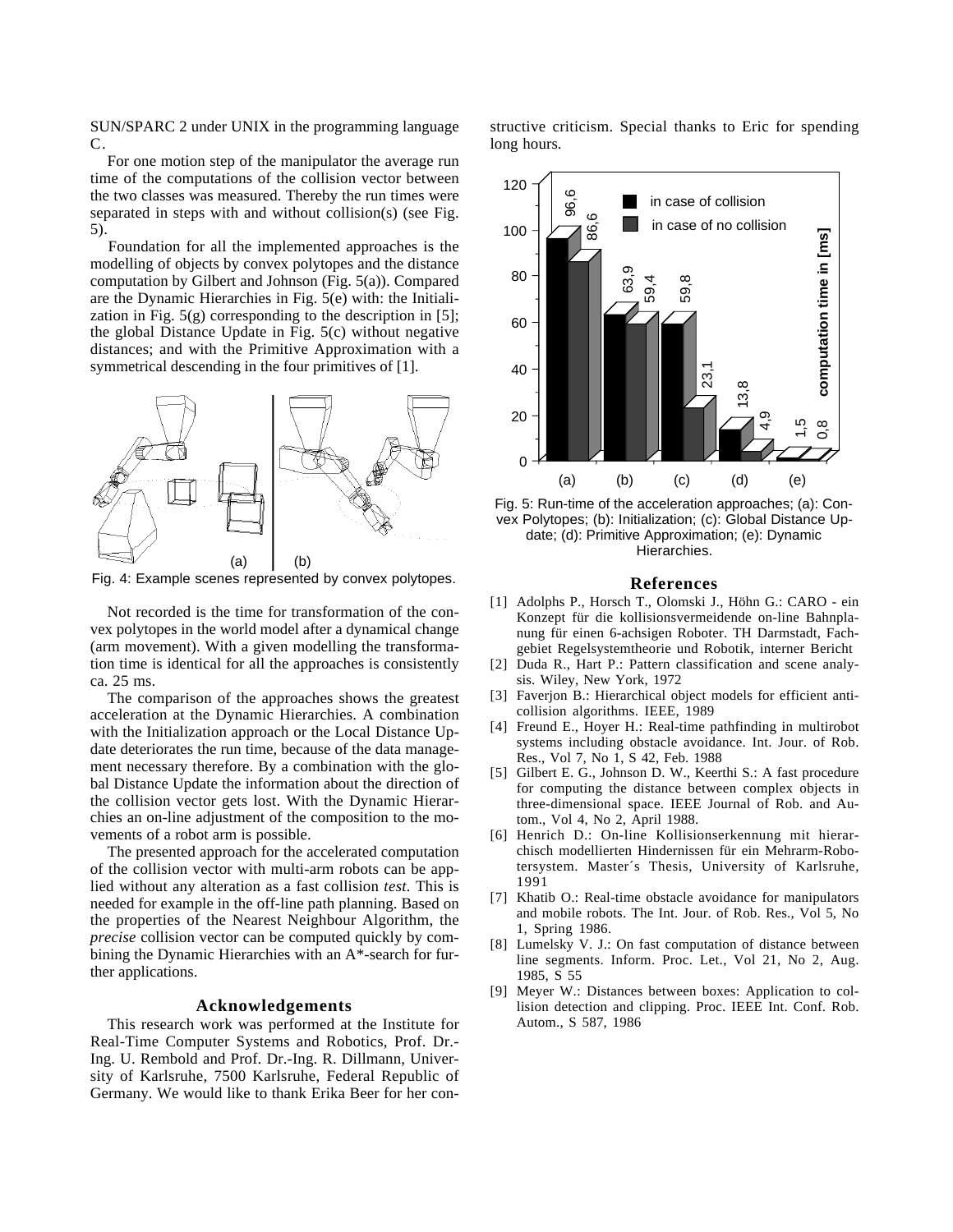SUN/SPARC 2 under UNIX in the programming language C.

For one motion step of the manipulator the average run time of the computations of the collision vector between the two classes was measured. Thereby the run times were separated in steps with and without collision(s) (see Fig. 5).

Foundation for all the implemented approaches is the modelling of objects by convex polytopes and the distance computation by Gilbert and Johnson (Fig. 5(a)). Compared are the Dynamic Hierarchies in Fig. 5(e) with: the Initialization in Fig. 5(g) corresponding to the description in [5]; the global Distance Update in Fig. 5(c) without negative distances; and with the Primitive Approximation with a symmetrical descending in the four primitives of [1].

(a) (b)

Fig. 4: Example scenes represented by convex polytopes.

Not recorded is the time for transformation of the convex polytopes in the world model after a dynamical change (arm movement). With a given modelling the transformation time is identical for all the approaches is consistently ca. 25 ms.

The comparison of the approaches shows the greatest acceleration at the Dynamic Hierarchies. A combination with the Initialization approach or the Local Distance Update deteriorates the run time, because of the data management necessary therefore. By a combination with the global Distance Update the information about the direction of the collision vector gets lost. With the Dynamic Hierarchies an on-line adjustment of the composition to the movements of a robot arm is possible.

The presented approach for the accelerated computation of the collision vector with multi-arm robots can be applied without any alteration as a fast collision *test.* This is needed for example in the off-line path planning. Based on the properties of the Nearest Neighbour Algorithm, the *precise* collision vector can be computed quickly by combining the Dynamic Hierarchies with an A*-search for further applications.

## Acknowledgements

This research work was performed at the Institute for Real-Time Computer Systems and Robotics, Prof. Dr.-Ing. U. Rembold and Prof. Dr.-Ing. R. Dillmann, University of Karlsruhe, 7500 Karlsruhe, Federal Republic of Germany. We would like to thank Erika Beer for her constructive criticism. Special thanks to Eric for spending long hours.

in case of collision
in case of no collision
computation time in [ms]
120
100
80
60
40
20
0
96,6
86,6
63,9
59,4
59,8
23,1
13,8
4,9
1,5
0,8
(a) (b) (c) (d) (e)

Fig. 5: Run-time of the acceleration approaches; (a): Convex Polytopes; (b): Initialization; (c): Global Distance Update; (d): Primitive Approximation; (e): Dynamic Hierarchies.

## References

[1] Adolphs P., Horsch T., Olomski J., Höhn G.: CARO - ein Konzept für die kollisionsvermeidende on-line Bahnplanung für einen 6-achsigen Roboter. TH Darmstadt, Fachgebiet Regelsystemtheorie und Robotik, interner Bericht

[2] Duda R., Hart P.: Pattern classification and scene analysis. Wiley, New York, 1972

[3] Faverjon B.: Hierarchical object models for efficient anti-collision algorithms. IEEE, 1989

[4] Freund E., Hoyer H.: Real-time pathfinding in multirobot systems including obstacle avoidance. Int. Jour. of Rob. Res., Vol 7, No 1, S 42, Feb. 1988

[5] Gilbert E. G., Johnson D. W., Keerthi S.: A fast procedure for computing the distance between complex objects in three-dimensional space. IEEE Journal of Rob. and Autom., Vol 4, No 2, April 1988.

[6] Henrich D.: On-line Kollisionserkennung mit hierarchisch modellierten Hindernissen für ein Mehrarm-Robotersystem. Master´s Thesis, University of Karlsruhe, 1991

[7] Khatib O.: Real-time obstacle avoidance for manipulators and mobile robots. The Int. Jour. of Rob. Res., Vol 5, No 1, Spring 1986.

[8] Lumelsky V. J.: On fast computation of distance between line segments. Inform. Proc. Let., Vol 21, No 2, Aug. 1985, S 55

[9] Meyer W.: Distances between boxes: Application to collision detection and clipping. Proc. IEEE Int. Conf. Rob. Autom., S 587, 1986